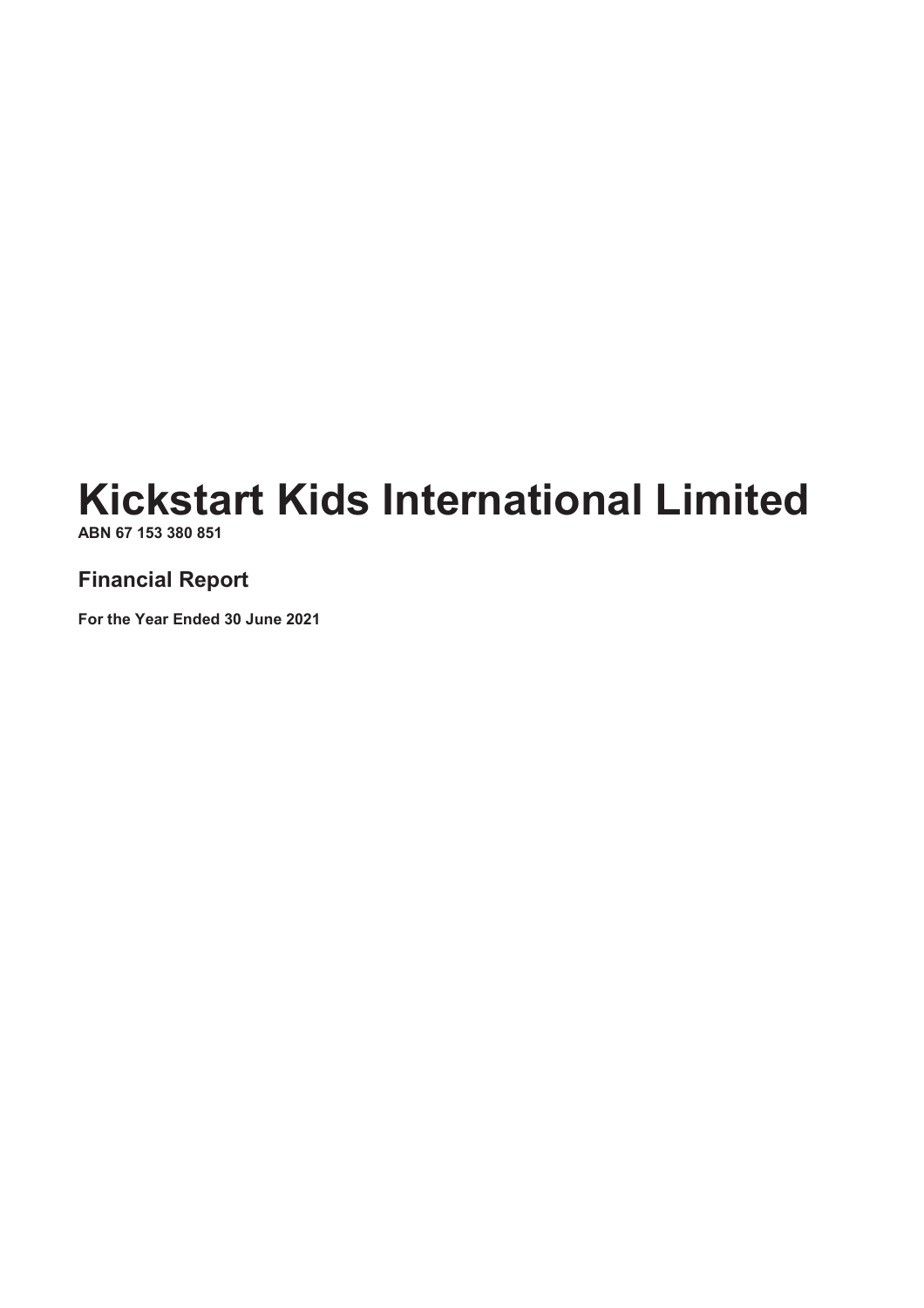# Kickstart Kids International Limited

**ABN 67 153 380 851**

## Financial Report

**For the Year Ended 30 June 2021**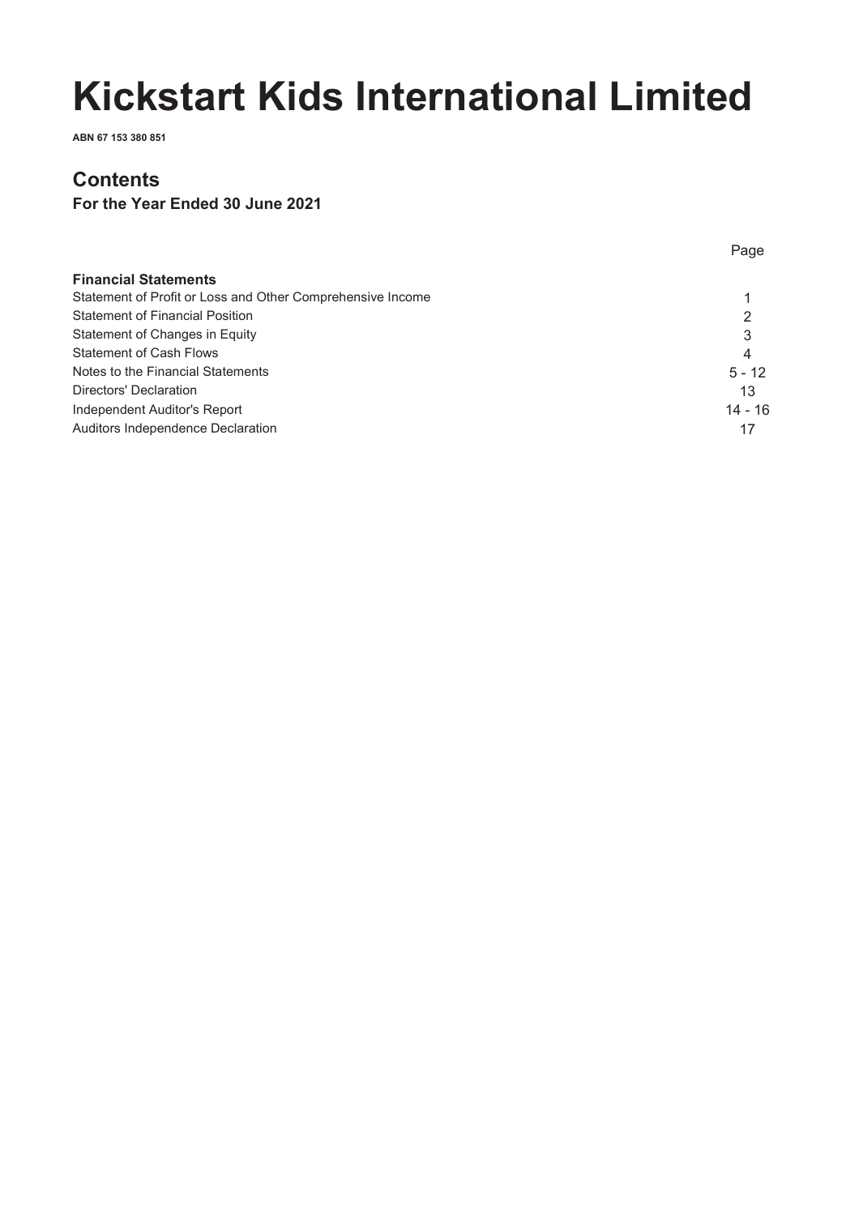# Kickstart Kids International Limited

**ABN 67 153 380 851**

## Contents

**For the Year Ended 30 June 2021**

| | Page |
|---|---|
| **Financial Statements** | |
| Statement of Profit or Loss and Other Comprehensive Income | 1 |
| Statement of Financial Position | 2 |
| Statement of Changes in Equity | 3 |
| Statement of Cash Flows | 4 |
| Notes to the Financial Statements | 5 - 12 |
| Directors' Declaration | 13 |
| Independent Auditor's Report | 14 - 16 |
| Auditors Independence Declaration | 17 |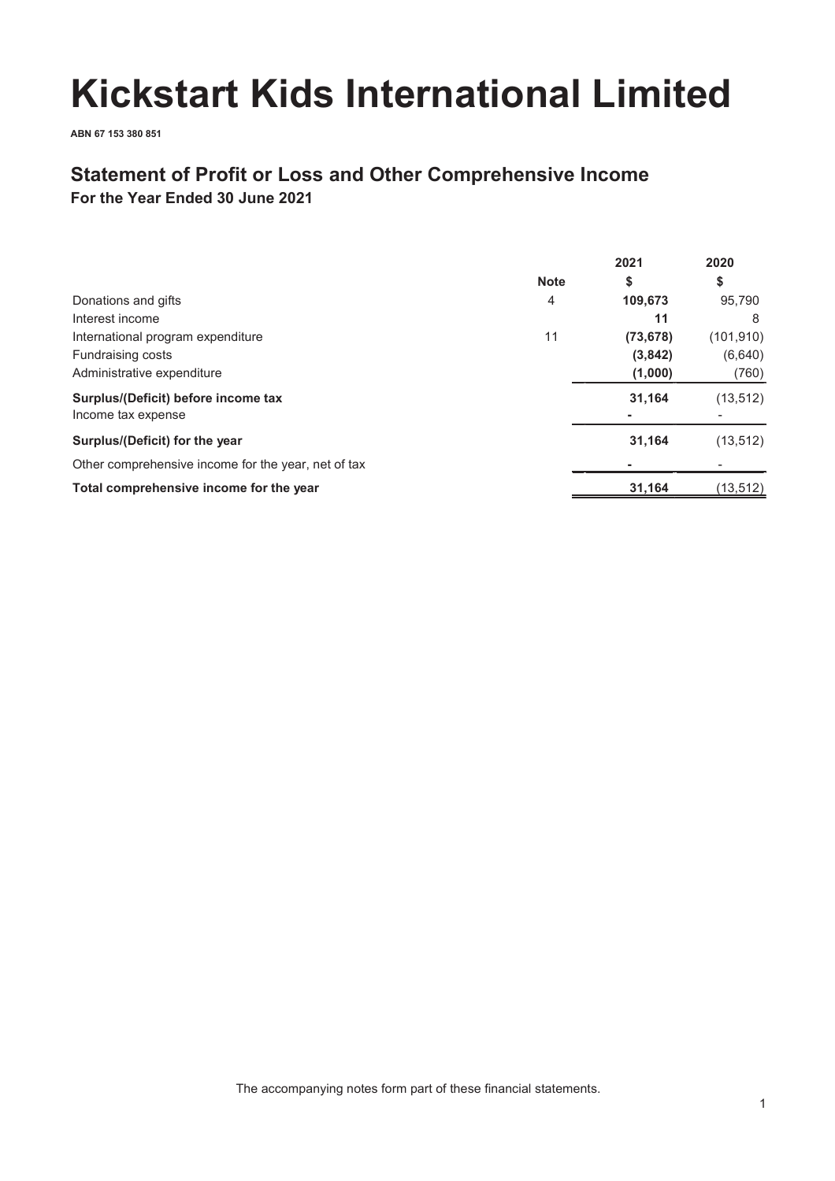# Kickstart Kids International Limited

**ABN 67 153 380 851**

## Statement of Profit or Loss and Other Comprehensive Income

**For the Year Ended 30 June 2021**

| | Note | 2021<br>$ | 2020<br>$ |
|---|---|---|---|
| Donations and gifts | 4 | **109,673** | 95,790 |
| Interest income | | **11** | 8 |
| International program expenditure | 11 | **(73,678)** | (101,910) |
| Fundraising costs | | **(3,842)** | (6,640) |
| Administrative expenditure | | **(1,000)** | (760) |
| **Surplus/(Deficit) before income tax** | | **31,164** | (13,512) |
| Income tax expense | | **-** | - |
| **Surplus/(Deficit) for the year** | | **31,164** | (13,512) |
| Other comprehensive income for the year, net of tax | | **-** | - |
| **Total comprehensive income for the year** | | **31,164** | (13,512) |

The accompanying notes form part of these financial statements.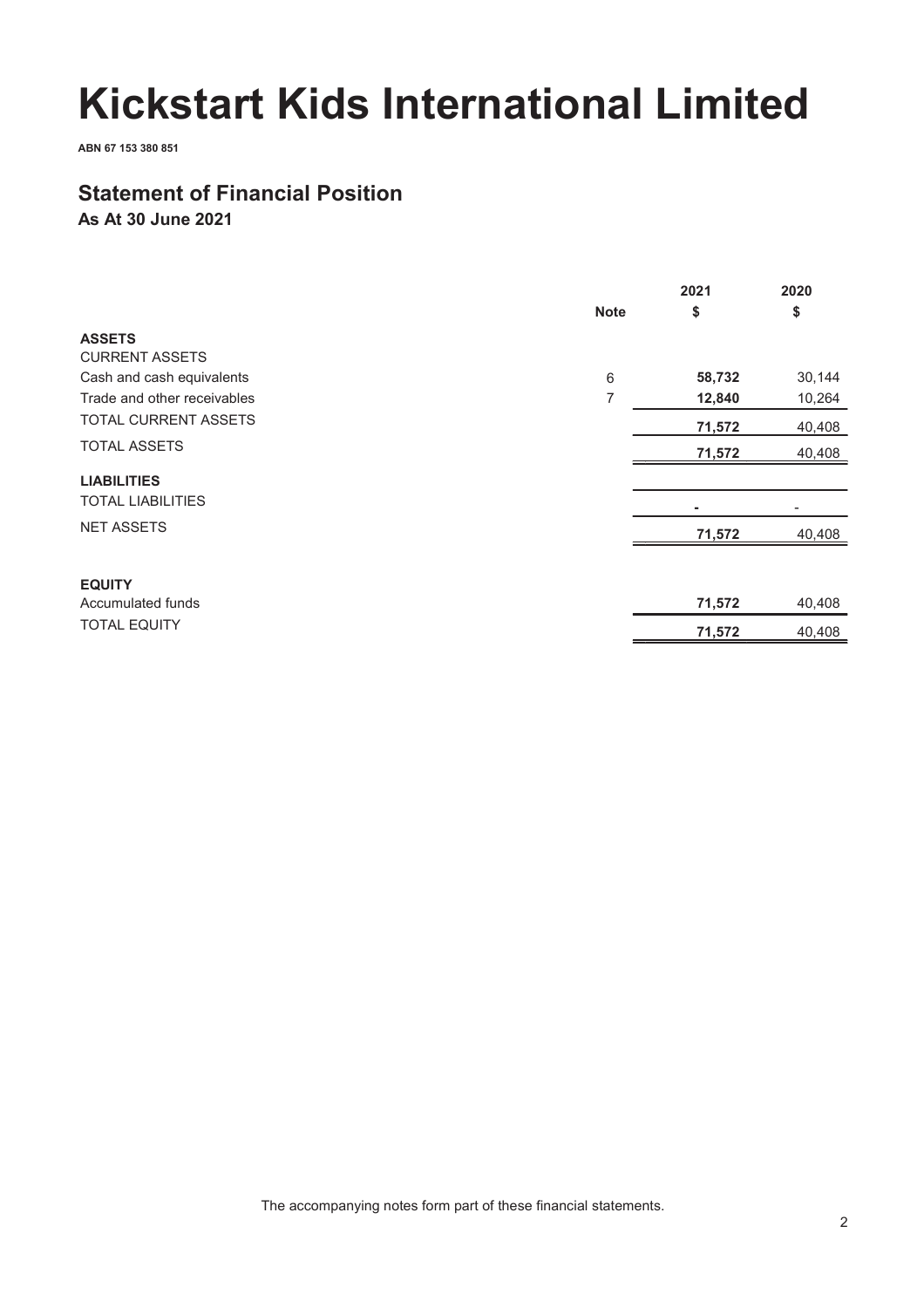# Kickstart Kids International Limited

**ABN 67 153 380 851**

## Statement of Financial Position

**As At 30 June 2021**

| | Note | 2021<br>$ | 2020<br>$ |
|---|---|---|---|
| **ASSETS** | | | |
| CURRENT ASSETS | | | |
| Cash and cash equivalents | 6 | **58,732** | 30,144 |
| Trade and other receivables | 7 | **12,840** | 10,264 |
| TOTAL CURRENT ASSETS | | **71,572** | 40,408 |
| TOTAL ASSETS | | **71,572** | 40,408 |
| **LIABILITIES** | | | |
| TOTAL LIABILITIES | | **-** | - |
| NET ASSETS | | **71,572** | 40,408 |
| | | | |
| **EQUITY** | | | |
| Accumulated funds | | **71,572** | 40,408 |
| TOTAL EQUITY | | **71,572** | 40,408 |

The accompanying notes form part of these financial statements.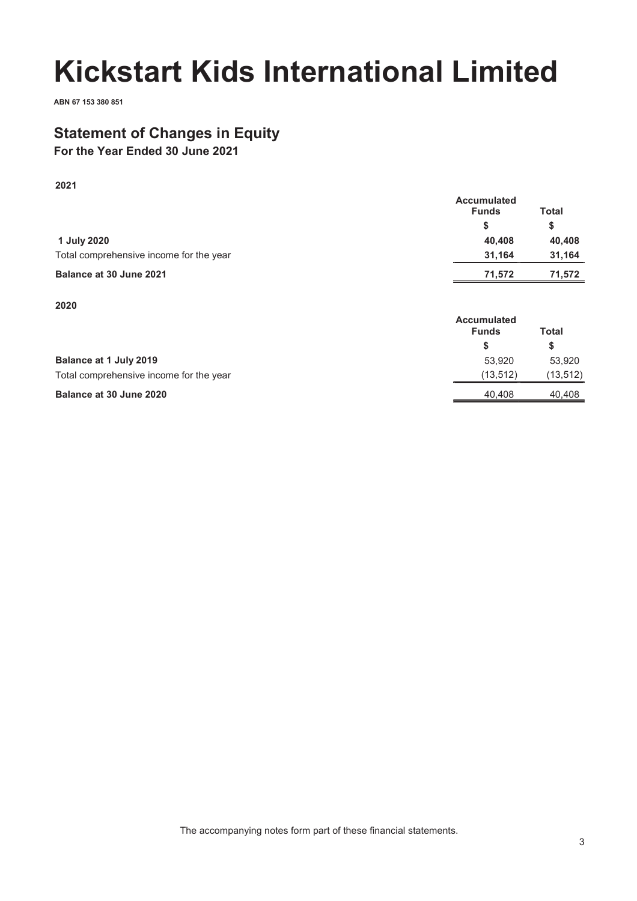# Kickstart Kids International Limited

**ABN 67 153 380 851**

## Statement of Changes in Equity

**For the Year Ended 30 June 2021**

**2021**

| | Accumulated Funds | Total |
|---|---|---|
| | $ | $ |
| **1 July 2020** | **40,408** | **40,408** |
| Total comprehensive income for the year | **31,164** | **31,164** |
| **Balance at 30 June 2021** | **71,572** | **71,572** |

**2020**

| | Accumulated Funds | Total |
|---|---|---|
| | $ | $ |
| **Balance at 1 July 2019** | 53,920 | 53,920 |
| Total comprehensive income for the year | (13,512) | (13,512) |
| **Balance at 30 June 2020** | 40,408 | 40,408 |

The accompanying notes form part of these financial statements.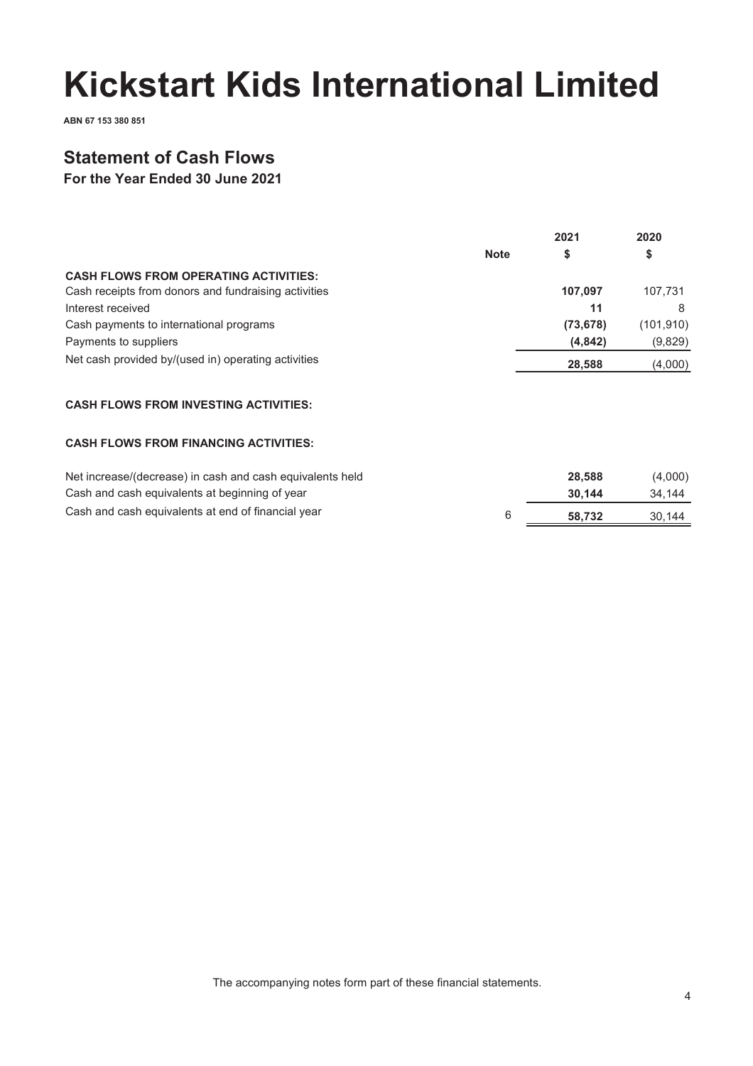# Kickstart Kids International Limited

**ABN 67 153 380 851**

## Statement of Cash Flows

**For the Year Ended 30 June 2021**

| | Note | 2021 $ | 2020 $ |
|---|---|---|---|
| **CASH FLOWS FROM OPERATING ACTIVITIES:** | | | |
| Cash receipts from donors and fundraising activities | | **107,097** | 107,731 |
| Interest received | | **11** | 8 |
| Cash payments to international programs | | **(73,678)** | (101,910) |
| Payments to suppliers | | **(4,842)** | (9,829) |
| Net cash provided by/(used in) operating activities | | **28,588** | (4,000) |
| | | | |
| **CASH FLOWS FROM INVESTING ACTIVITIES:** | | | |
| | | | |
| **CASH FLOWS FROM FINANCING ACTIVITIES:** | | | |
| | | | |
| Net increase/(decrease) in cash and cash equivalents held | | **28,588** | (4,000) |
| Cash and cash equivalents at beginning of year | | **30,144** | 34,144 |
| Cash and cash equivalents at end of financial year | 6 | **58,732** | 30,144 |

The accompanying notes form part of these financial statements.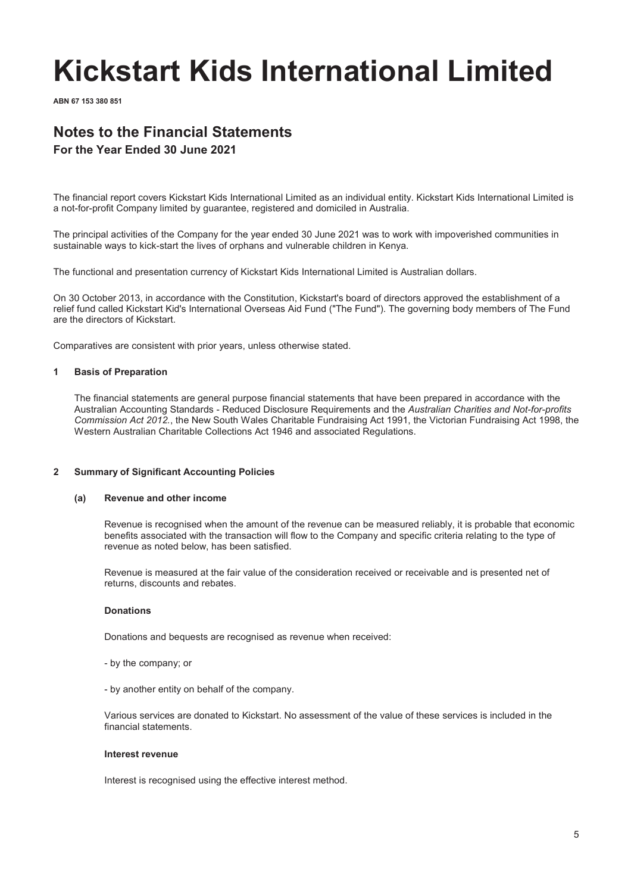# Kickstart Kids International Limited

**ABN 67 153 380 851**

## Notes to the Financial Statements

### For the Year Ended 30 June 2021

The financial report covers Kickstart Kids International Limited as an individual entity. Kickstart Kids International Limited is a not-for-profit Company limited by guarantee, registered and domiciled in Australia.

The principal activities of the Company for the year ended 30 June 2021 was to work with impoverished communities in sustainable ways to kick-start the lives of orphans and vulnerable children in Kenya.

The functional and presentation currency of Kickstart Kids International Limited is Australian dollars.

On 30 October 2013, in accordance with the Constitution, Kickstart's board of directors approved the establishment of a relief fund called Kickstart Kid's International Overseas Aid Fund ("The Fund"). The governing body members of The Fund are the directors of Kickstart.

Comparatives are consistent with prior years, unless otherwise stated.

**1 Basis of Preparation**

The financial statements are general purpose financial statements that have been prepared in accordance with the Australian Accounting Standards - Reduced Disclosure Requirements and the *Australian Charities and Not-for-profits Commission Act 2012.*, the New South Wales Charitable Fundraising Act 1991, the Victorian Fundraising Act 1998, the Western Australian Charitable Collections Act 1946 and associated Regulations.

**2 Summary of Significant Accounting Policies**

**(a) Revenue and other income**

Revenue is recognised when the amount of the revenue can be measured reliably, it is probable that economic benefits associated with the transaction will flow to the Company and specific criteria relating to the type of revenue as noted below, has been satisfied.

Revenue is measured at the fair value of the consideration received or receivable and is presented net of returns, discounts and rebates.

**Donations**

Donations and bequests are recognised as revenue when received:

- by the company; or

- by another entity on behalf of the company.

Various services are donated to Kickstart. No assessment of the value of these services is included in the financial statements.

**Interest revenue**

Interest is recognised using the effective interest method.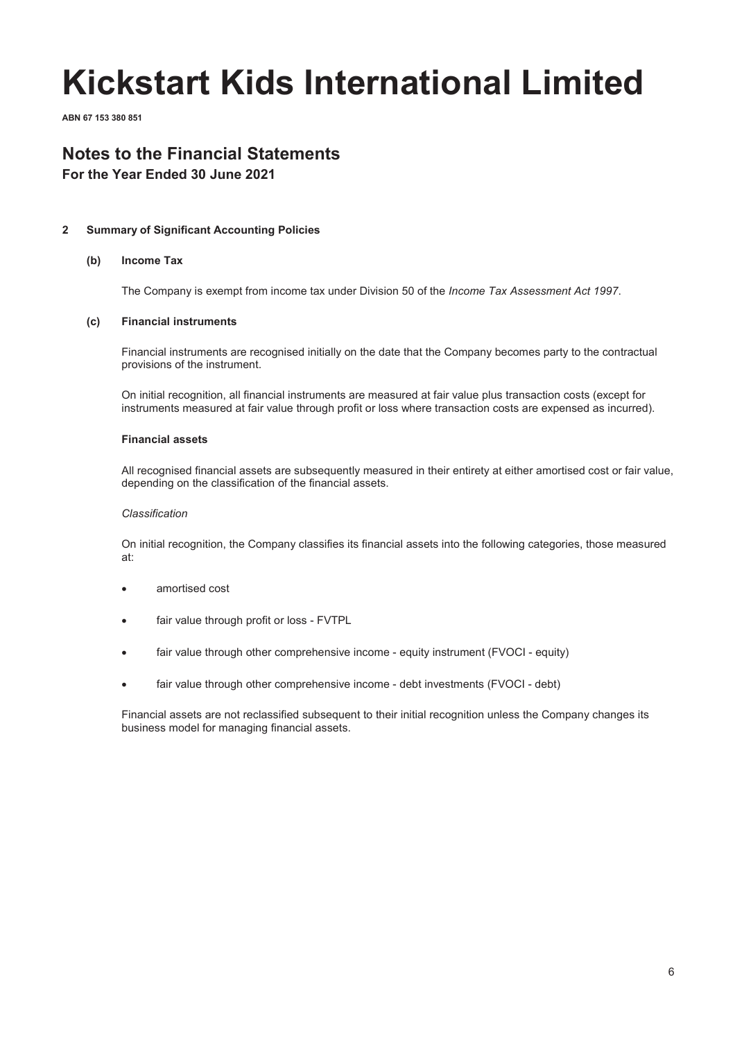# Kickstart Kids International Limited

**ABN 67 153 380 851**

## Notes to the Financial Statements

### For the Year Ended 30 June 2021

**2 Summary of Significant Accounting Policies**

**(b) Income Tax**

The Company is exempt from income tax under Division 50 of the *Income Tax Assessment Act 1997*.

**(c) Financial instruments**

Financial instruments are recognised initially on the date that the Company becomes party to the contractual provisions of the instrument.

On initial recognition, all financial instruments are measured at fair value plus transaction costs (except for instruments measured at fair value through profit or loss where transaction costs are expensed as incurred).

**Financial assets**

All recognised financial assets are subsequently measured in their entirety at either amortised cost or fair value, depending on the classification of the financial assets.

*Classification*

On initial recognition, the Company classifies its financial assets into the following categories, those measured at:

- amortised cost
- fair value through profit or loss - FVTPL
- fair value through other comprehensive income - equity instrument (FVOCI - equity)
- fair value through other comprehensive income - debt investments (FVOCI - debt)

Financial assets are not reclassified subsequent to their initial recognition unless the Company changes its business model for managing financial assets.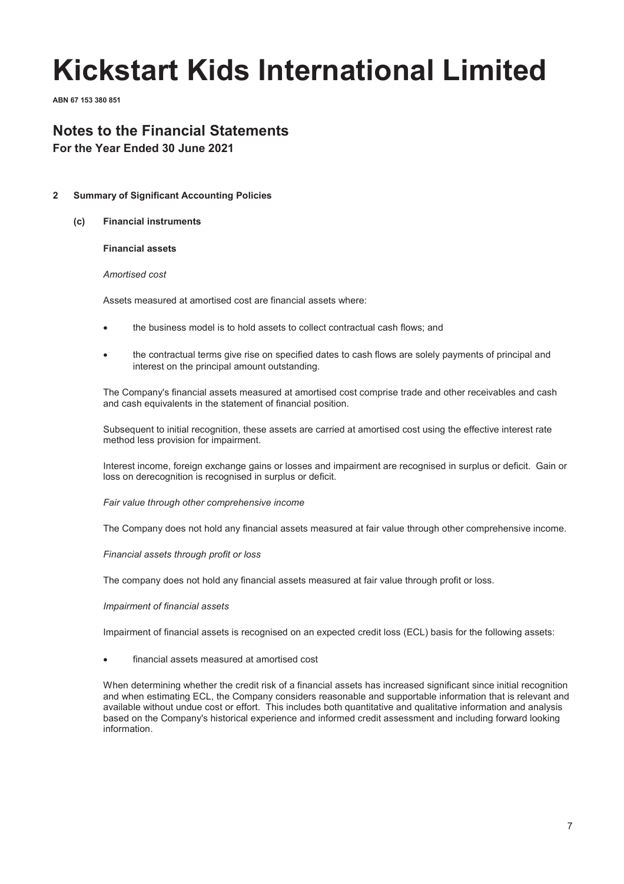# Kickstart Kids International Limited

**ABN 67 153 380 851**

## Notes to the Financial Statements

**For the Year Ended 30 June 2021**

**2 Summary of Significant Accounting Policies**

**(c) Financial instruments**

**Financial assets**

*Amortised cost*

Assets measured at amortised cost are financial assets where:

- the business model is to hold assets to collect contractual cash flows; and
- the contractual terms give rise on specified dates to cash flows are solely payments of principal and interest on the principal amount outstanding.

The Company's financial assets measured at amortised cost comprise trade and other receivables and cash and cash equivalents in the statement of financial position.

Subsequent to initial recognition, these assets are carried at amortised cost using the effective interest rate method less provision for impairment.

Interest income, foreign exchange gains or losses and impairment are recognised in surplus or deficit. Gain or loss on derecognition is recognised in surplus or deficit.

*Fair value through other comprehensive income*

The Company does not hold any financial assets measured at fair value through other comprehensive income.

*Financial assets through profit or loss*

The company does not hold any financial assets measured at fair value through profit or loss.

*Impairment of financial assets*

Impairment of financial assets is recognised on an expected credit loss (ECL) basis for the following assets:

- financial assets measured at amortised cost

When determining whether the credit risk of a financial assets has increased significant since initial recognition and when estimating ECL, the Company considers reasonable and supportable information that is relevant and available without undue cost or effort. This includes both quantitative and qualitative information and analysis based on the Company's historical experience and informed credit assessment and including forward looking information.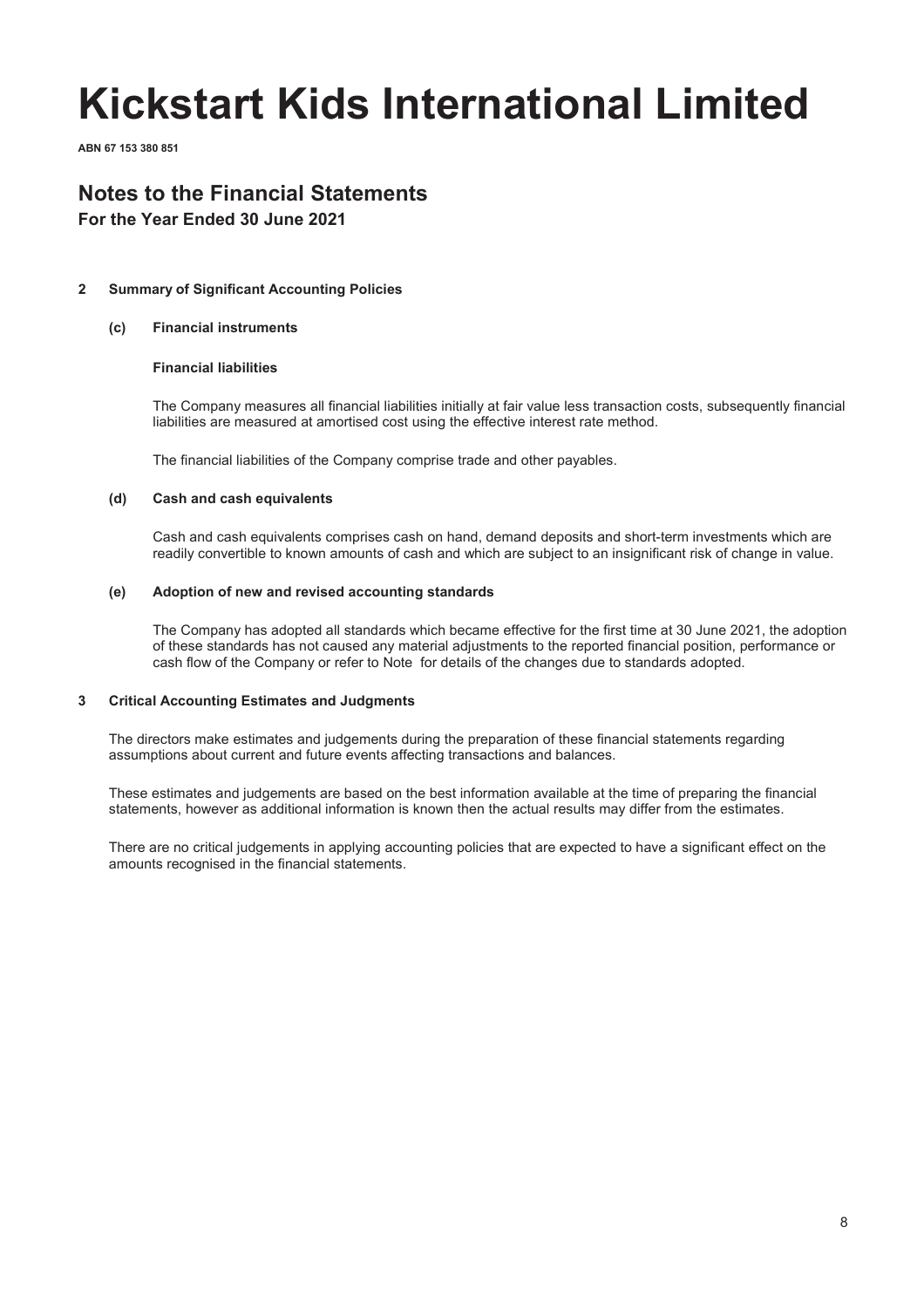# Kickstart Kids International Limited

**ABN 67 153 380 851**

## Notes to the Financial Statements

**For the Year Ended 30 June 2021**

**2 Summary of Significant Accounting Policies**

**(c) Financial instruments**

**Financial liabilities**

The Company measures all financial liabilities initially at fair value less transaction costs, subsequently financial liabilities are measured at amortised cost using the effective interest rate method.

The financial liabilities of the Company comprise trade and other payables.

**(d) Cash and cash equivalents**

Cash and cash equivalents comprises cash on hand, demand deposits and short-term investments which are readily convertible to known amounts of cash and which are subject to an insignificant risk of change in value.

**(e) Adoption of new and revised accounting standards**

The Company has adopted all standards which became effective for the first time at 30 June 2021, the adoption of these standards has not caused any material adjustments to the reported financial position, performance or cash flow of the Company or refer to Note  for details of the changes due to standards adopted.

**3 Critical Accounting Estimates and Judgments**

The directors make estimates and judgements during the preparation of these financial statements regarding assumptions about current and future events affecting transactions and balances.

These estimates and judgements are based on the best information available at the time of preparing the financial statements, however as additional information is known then the actual results may differ from the estimates.

There are no critical judgements in applying accounting policies that are expected to have a significant effect on the amounts recognised in the financial statements.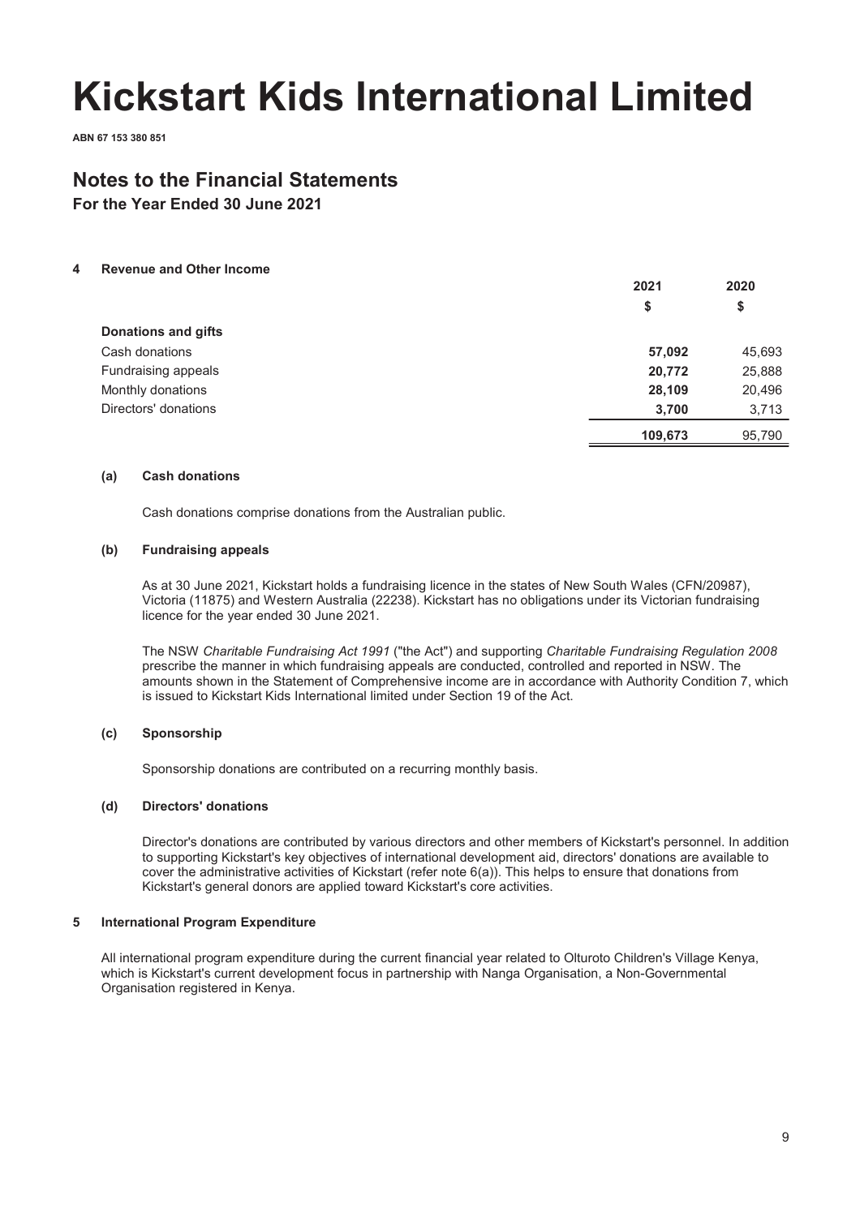# Kickstart Kids International Limited

**ABN 67 153 380 851**

## Notes to the Financial Statements

**For the Year Ended 30 June 2021**

### 4 Revenue and Other Income

| | 2021 | 2020 |
|---|---|---|
| | $ | $ |
| **Donations and gifts** | | |
| Cash donations | **57,092** | 45,693 |
| Fundraising appeals | **20,772** | 25,888 |
| Monthly donations | **28,109** | 20,496 |
| Directors' donations | **3,700** | 3,713 |
| | **109,673** | 95,790 |

#### (a) Cash donations

Cash donations comprise donations from the Australian public.

#### (b) Fundraising appeals

As at 30 June 2021, Kickstart holds a fundraising licence in the states of New South Wales (CFN/20987), Victoria (11875) and Western Australia (22238). Kickstart has no obligations under its Victorian fundraising licence for the year ended 30 June 2021.

The NSW *Charitable Fundraising Act 1991* ("the Act") and supporting *Charitable Fundraising Regulation 2008* prescribe the manner in which fundraising appeals are conducted, controlled and reported in NSW. The amounts shown in the Statement of Comprehensive income are in accordance with Authority Condition 7, which is issued to Kickstart Kids International limited under Section 19 of the Act.

#### (c) Sponsorship

Sponsorship donations are contributed on a recurring monthly basis.

#### (d) Directors' donations

Director's donations are contributed by various directors and other members of Kickstart's personnel. In addition to supporting Kickstart's key objectives of international development aid, directors' donations are available to cover the administrative activities of Kickstart (refer note 6(a)). This helps to ensure that donations from Kickstart's general donors are applied toward Kickstart's core activities.

### 5 International Program Expenditure

All international program expenditure during the current financial year related to Olturoto Children's Village Kenya, which is Kickstart's current development focus in partnership with Nanga Organisation, a Non-Governmental Organisation registered in Kenya.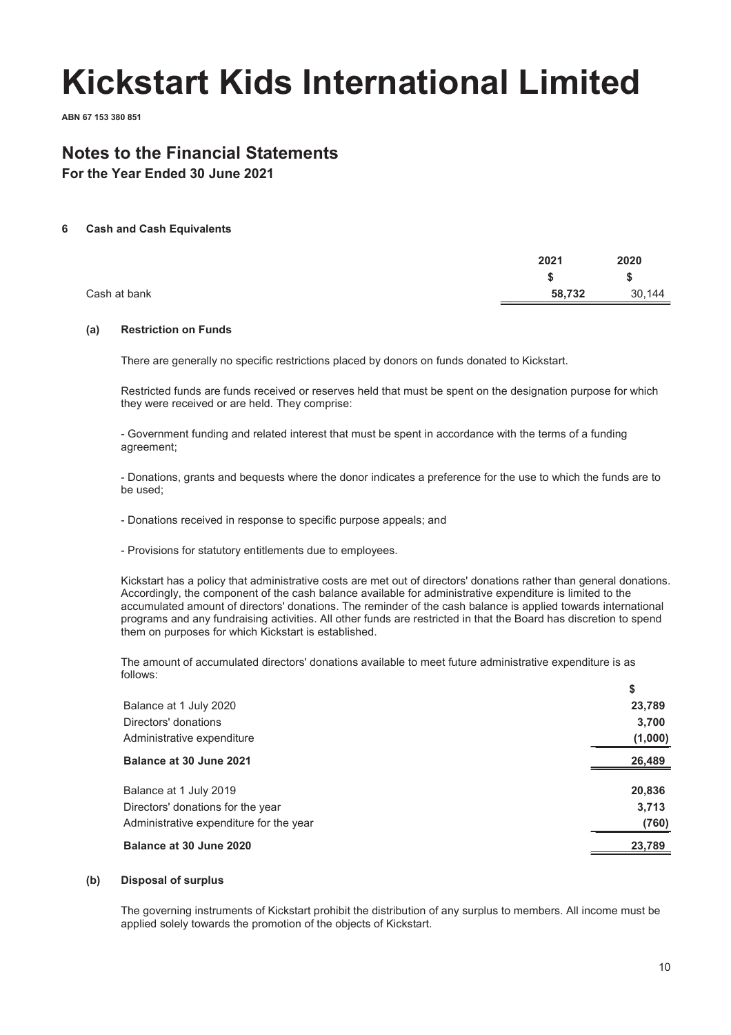# Kickstart Kids International Limited

**ABN 67 153 380 851**

## Notes to the Financial Statements

**For the Year Ended 30 June 2021**

### 6 Cash and Cash Equivalents

| | 2021 | 2020 |
|---|---|---|
| | **$** | **$** |
| Cash at bank | **58,732** | 30,144 |

#### (a) Restriction on Funds

There are generally no specific restrictions placed by donors on funds donated to Kickstart.

Restricted funds are funds received or reserves held that must be spent on the designation purpose for which they were received or are held. They comprise:

- Government funding and related interest that must be spent in accordance with the terms of a funding agreement;

- Donations, grants and bequests where the donor indicates a preference for the use to which the funds are to be used;

- Donations received in response to specific purpose appeals; and

- Provisions for statutory entitlements due to employees.

Kickstart has a policy that administrative costs are met out of directors' donations rather than general donations. Accordingly, the component of the cash balance available for administrative expenditure is limited to the accumulated amount of directors' donations. The reminder of the cash balance is applied towards international programs and any fundraising activities. All other funds are restricted in that the Board has discretion to spend them on purposes for which Kickstart is established.

The amount of accumulated directors' donations available to meet future administrative expenditure is as follows:

| | $ |
|---|---|
| Balance at 1 July 2020 | **23,789** |
| Directors' donations | **3,700** |
| Administrative expenditure | **(1,000)** |
| **Balance at 30 June 2021** | **26,489** |
| Balance at 1 July 2019 | **20,836** |
| Directors' donations for the year | **3,713** |
| Administrative expenditure for the year | **(760)** |
| **Balance at 30 June 2020** | **23,789** |

#### (b) Disposal of surplus

The governing instruments of Kickstart prohibit the distribution of any surplus to members. All income must be applied solely towards the promotion of the objects of Kickstart.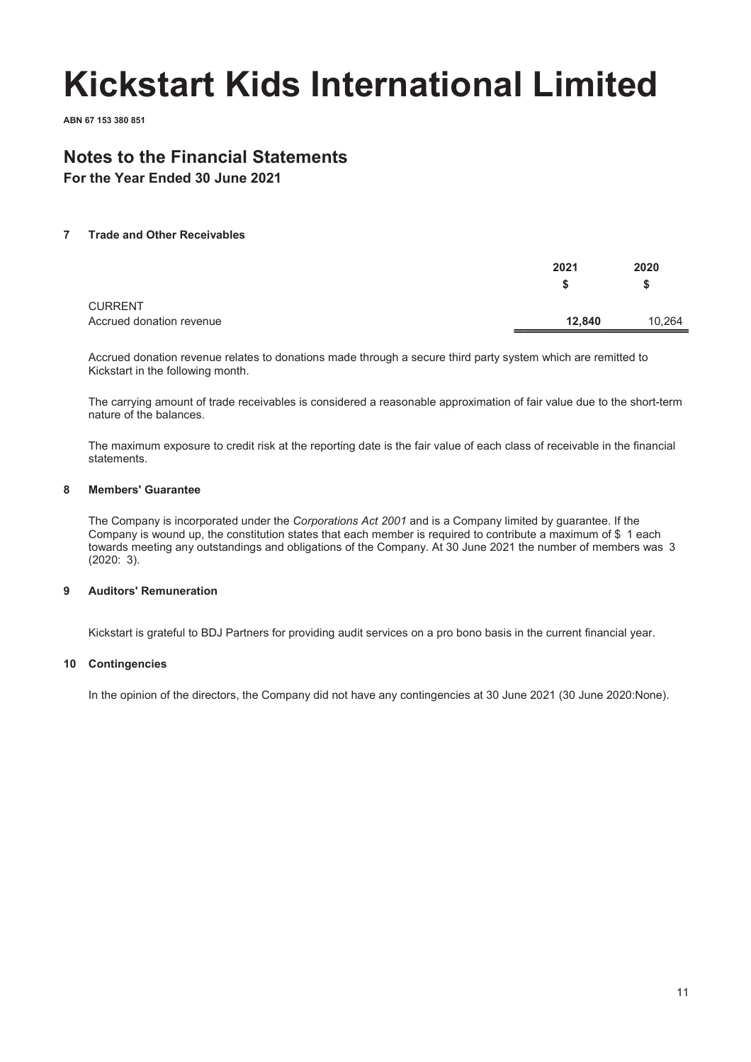# Kickstart Kids International Limited

**ABN 67 153 380 851**

## Notes to the Financial Statements

### For the Year Ended 30 June 2021

#### 7 Trade and Other Receivables

| | 2021 | 2020 |
|---|---|---|
| | $ | $ |
| CURRENT | | |
| Accrued donation revenue | **12,840** | 10,264 |

Accrued donation revenue relates to donations made through a secure third party system which are remitted to Kickstart in the following month.

The carrying amount of trade receivables is considered a reasonable approximation of fair value due to the short-term nature of the balances.

The maximum exposure to credit risk at the reporting date is the fair value of each class of receivable in the financial statements.

#### 8 Members' Guarantee

The Company is incorporated under the *Corporations Act 2001* and is a Company limited by guarantee. If the Company is wound up, the constitution states that each member is required to contribute a maximum of $ 1 each towards meeting any outstandings and obligations of the Company. At 30 June 2021 the number of members was 3 (2020: 3).

#### 9 Auditors' Remuneration

Kickstart is grateful to BDJ Partners for providing audit services on a pro bono basis in the current financial year.

#### 10 Contingencies

In the opinion of the directors, the Company did not have any contingencies at 30 June 2021 (30 June 2020:None).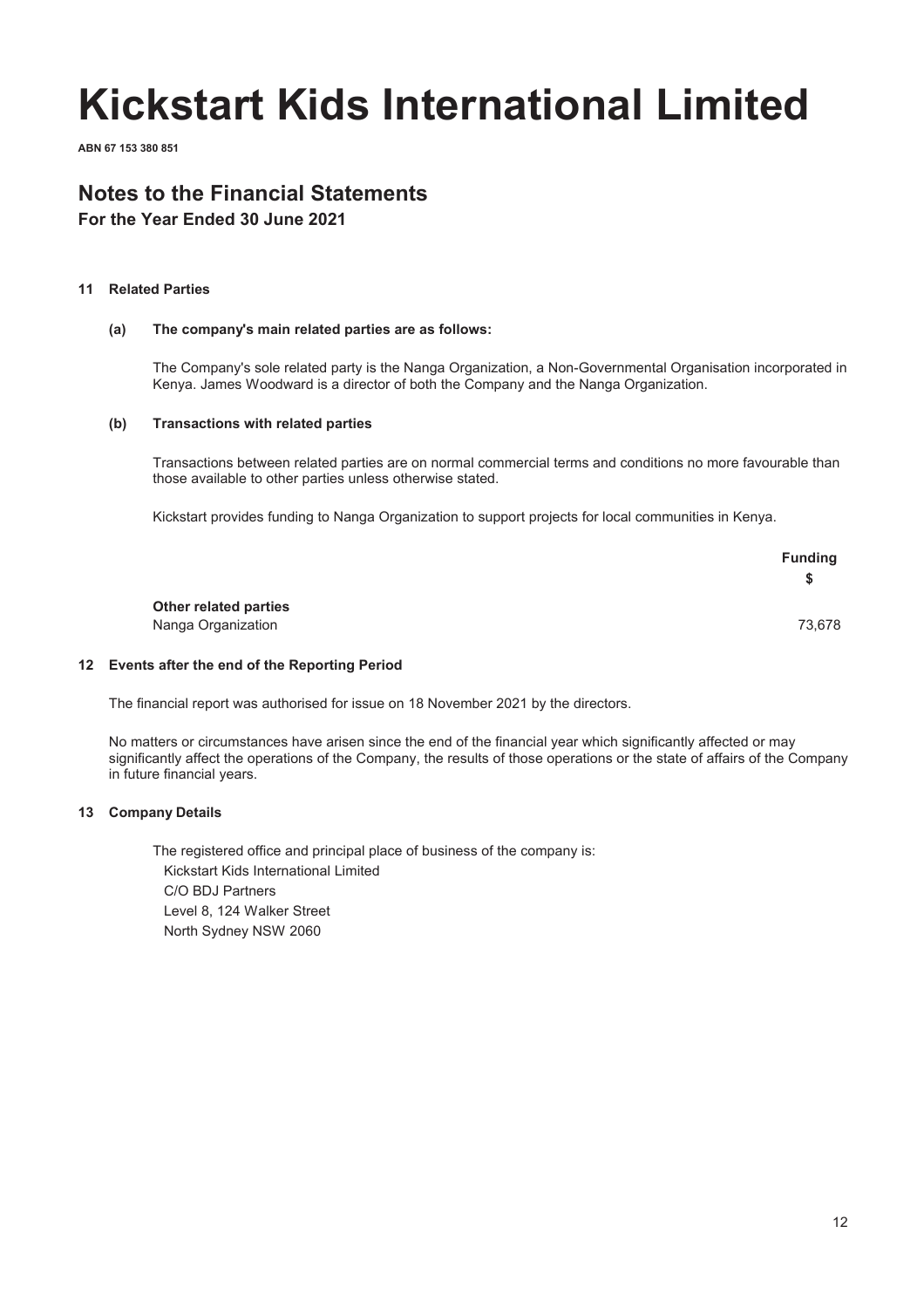# Kickstart Kids International Limited

**ABN 67 153 380 851**

## Notes to the Financial Statements

### For the Year Ended 30 June 2021

#### 11 Related Parties

**(a) The company's main related parties are as follows:**

The Company's sole related party is the Nanga Organization, a Non-Governmental Organisation incorporated in Kenya. James Woodward is a director of both the Company and the Nanga Organization.

**(b) Transactions with related parties**

Transactions between related parties are on normal commercial terms and conditions no more favourable than those available to other parties unless otherwise stated.

Kickstart provides funding to Nanga Organization to support projects for local communities in Kenya.

| | Funding<br>$ |
|---|---|
| **Other related parties** | |
| Nanga Organization | 73,678 |

#### 12 Events after the end of the Reporting Period

The financial report was authorised for issue on 18 November 2021 by the directors.

No matters or circumstances have arisen since the end of the financial year which significantly affected or may significantly affect the operations of the Company, the results of those operations or the state of affairs of the Company in future financial years.

#### 13 Company Details

The registered office and principal place of business of the company is:

Kickstart Kids International Limited
C/O BDJ Partners
Level 8, 124 Walker Street
North Sydney NSW 2060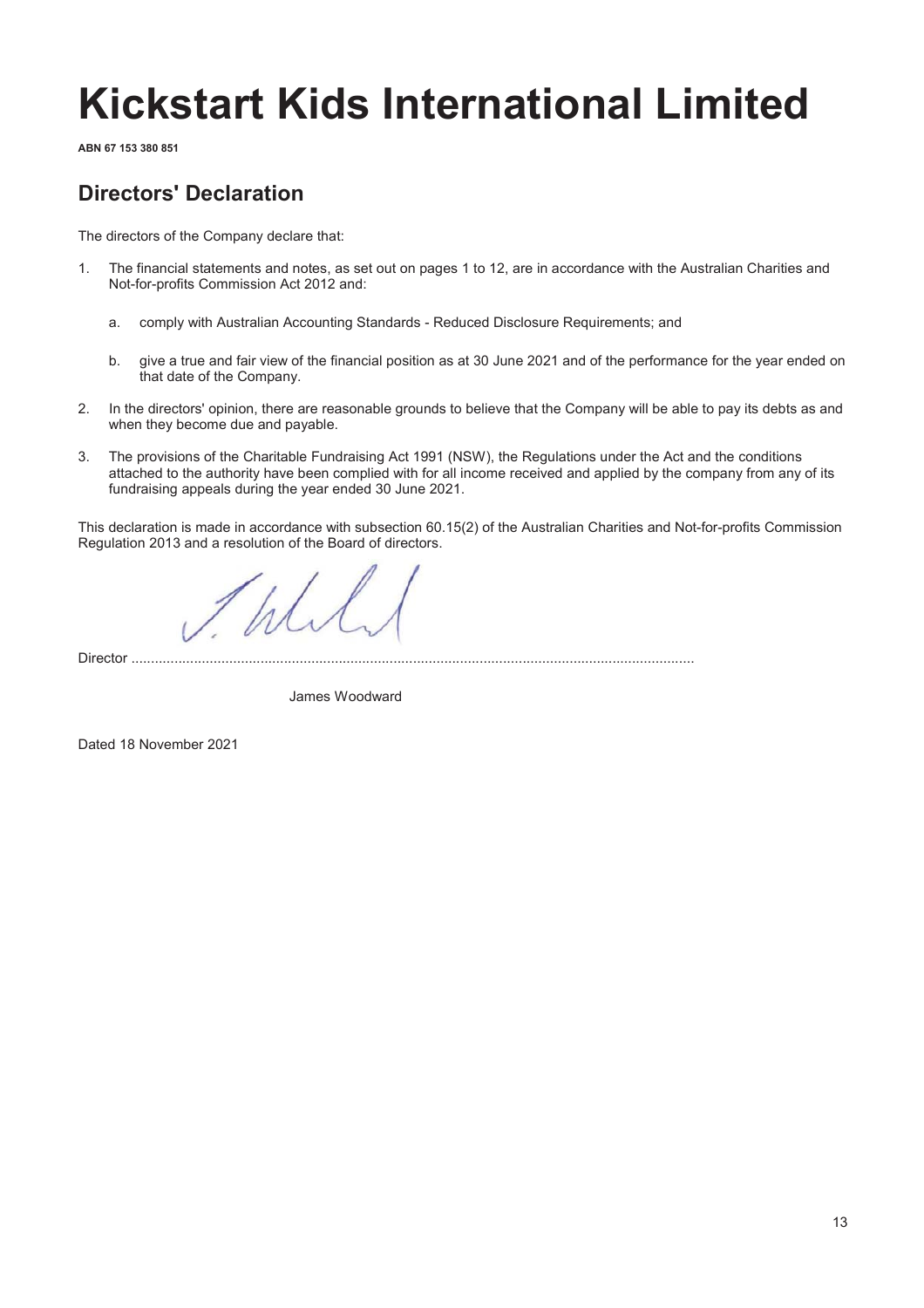# Kickstart Kids International Limited

**ABN 67 153 380 851**

## Directors' Declaration

The directors of the Company declare that:

1. The financial statements and notes, as set out on pages 1 to 12, are in accordance with the Australian Charities and Not-for-profits Commission Act 2012 and:

    a. comply with Australian Accounting Standards - Reduced Disclosure Requirements; and

    b. give a true and fair view of the financial position as at 30 June 2021 and of the performance for the year ended on that date of the Company.

2. In the directors' opinion, there are reasonable grounds to believe that the Company will be able to pay its debts as and when they become due and payable.

3. The provisions of the Charitable Fundraising Act 1991 (NSW), the Regulations under the Act and the conditions attached to the authority have been complied with for all income received and applied by the company from any of its fundraising appeals during the year ended 30 June 2021.

This declaration is made in accordance with subsection 60.15(2) of the Australian Charities and Not-for-profits Commission Regulation 2013 and a resolution of the Board of directors.

Director ..............................................................................................................................................

James Woodward

Dated 18 November 2021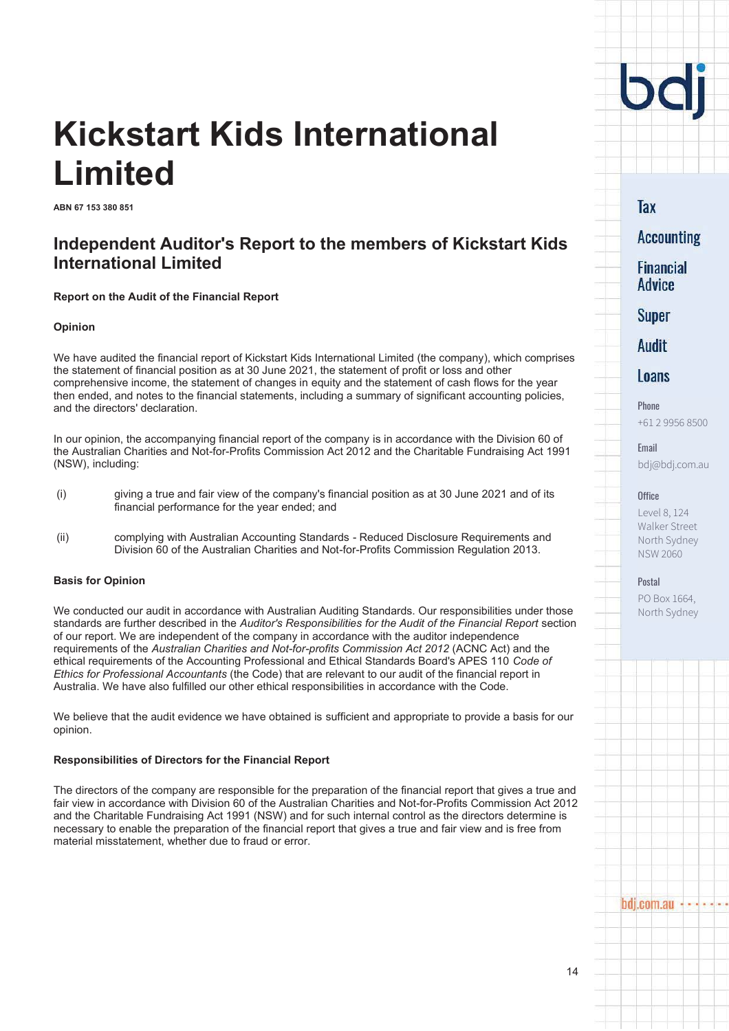# Kickstart Kids International Limited

**ABN 67 153 380 851**

## Independent Auditor's Report to the members of Kickstart Kids International Limited

**Report on the Audit of the Financial Report**

**Opinion**

We have audited the financial report of Kickstart Kids International Limited (the company), which comprises the statement of financial position as at 30 June 2021, the statement of profit or loss and other comprehensive income, the statement of changes in equity and the statement of cash flows for the year then ended, and notes to the financial statements, including a summary of significant accounting policies, and the directors' declaration.

In our opinion, the accompanying financial report of the company is in accordance with the Division 60 of the Australian Charities and Not-for-Profits Commission Act 2012 and the Charitable Fundraising Act 1991 (NSW), including:

(i) giving a true and fair view of the company's financial position as at 30 June 2021 and of its financial performance for the year ended; and

(ii) complying with Australian Accounting Standards - Reduced Disclosure Requirements and Division 60 of the Australian Charities and Not-for-Profits Commission Regulation 2013.

**Basis for Opinion**

We conducted our audit in accordance with Australian Auditing Standards. Our responsibilities under those standards are further described in the *Auditor's Responsibilities for the Audit of the Financial Report* section of our report. We are independent of the company in accordance with the auditor independence requirements of the *Australian Charities and Not-for-profits Commission Act 2012* (ACNC Act) and the ethical requirements of the Accounting Professional and Ethical Standards Board's APES 110 *Code of Ethics for Professional Accountants* (the Code) that are relevant to our audit of the financial report in Australia. We have also fulfilled our other ethical responsibilities in accordance with the Code.

We believe that the audit evidence we have obtained is sufficient and appropriate to provide a basis for our opinion.

**Responsibilities of Directors for the Financial Report**

The directors of the company are responsible for the preparation of the financial report that gives a true and fair view in accordance with Division 60 of the Australian Charities and Not-for-Profits Commission Act 2012 and the Charitable Fundraising Act 1991 (NSW) and for such internal control as the directors determine is necessary to enable the preparation of the financial report that gives a true and fair view and is free from material misstatement, whether due to fraud or error.

bdj

Tax
Accounting
Financial Advice
Super
Audit
Loans

Phone
+61 2 9956 8500

Email
bdj@bdj.com.au

Office
Level 8, 124 Walker Street North Sydney NSW 2060

Postal
PO Box 1664, North Sydney

bdj.com.au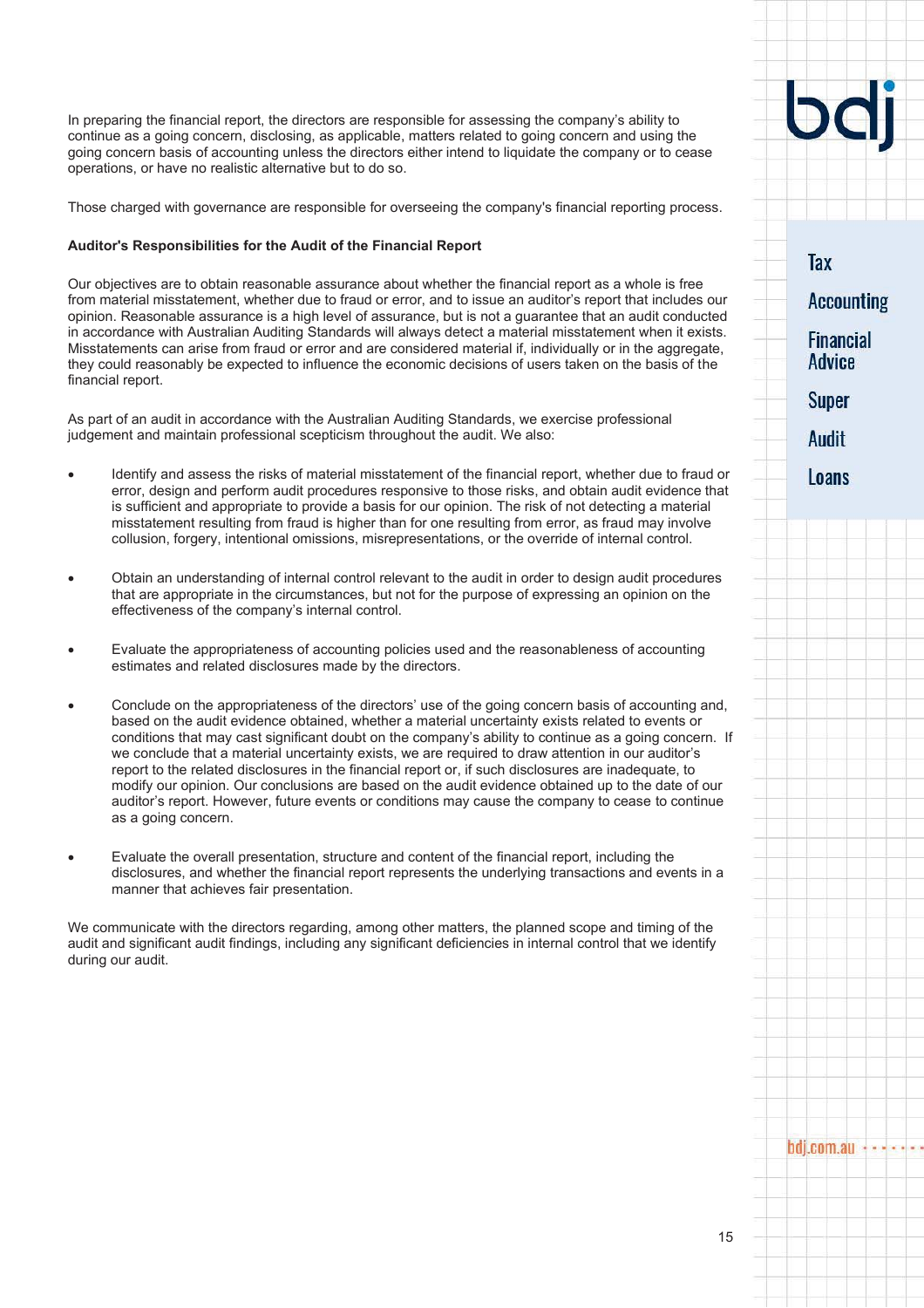In preparing the financial report, the directors are responsible for assessing the company's ability to continue as a going concern, disclosing, as applicable, matters related to going concern and using the going concern basis of accounting unless the directors either intend to liquidate the company or to cease operations, or have no realistic alternative but to do so.

Those charged with governance are responsible for overseeing the company's financial reporting process.

**Auditor's Responsibilities for the Audit of the Financial Report**

Our objectives are to obtain reasonable assurance about whether the financial report as a whole is free from material misstatement, whether due to fraud or error, and to issue an auditor's report that includes our opinion. Reasonable assurance is a high level of assurance, but is not a guarantee that an audit conducted in accordance with Australian Auditing Standards will always detect a material misstatement when it exists. Misstatements can arise from fraud or error and are considered material if, individually or in the aggregate, they could reasonably be expected to influence the economic decisions of users taken on the basis of the financial report.

As part of an audit in accordance with the Australian Auditing Standards, we exercise professional judgement and maintain professional scepticism throughout the audit. We also:

- Identify and assess the risks of material misstatement of the financial report, whether due to fraud or error, design and perform audit procedures responsive to those risks, and obtain audit evidence that is sufficient and appropriate to provide a basis for our opinion. The risk of not detecting a material misstatement resulting from fraud is higher than for one resulting from error, as fraud may involve collusion, forgery, intentional omissions, misrepresentations, or the override of internal control.

- Obtain an understanding of internal control relevant to the audit in order to design audit procedures that are appropriate in the circumstances, but not for the purpose of expressing an opinion on the effectiveness of the company's internal control.

- Evaluate the appropriateness of accounting policies used and the reasonableness of accounting estimates and related disclosures made by the directors.

- Conclude on the appropriateness of the directors' use of the going concern basis of accounting and, based on the audit evidence obtained, whether a material uncertainty exists related to events or conditions that may cast significant doubt on the company's ability to continue as a going concern. If we conclude that a material uncertainty exists, we are required to draw attention in our auditor's report to the related disclosures in the financial report or, if such disclosures are inadequate, to modify our opinion. Our conclusions are based on the audit evidence obtained up to the date of our auditor's report. However, future events or conditions may cause the company to cease to continue as a going concern.

- Evaluate the overall presentation, structure and content of the financial report, including the disclosures, and whether the financial report represents the underlying transactions and events in a manner that achieves fair presentation.

We communicate with the directors regarding, among other matters, the planned scope and timing of the audit and significant audit findings, including any significant deficiencies in internal control that we identify during our audit.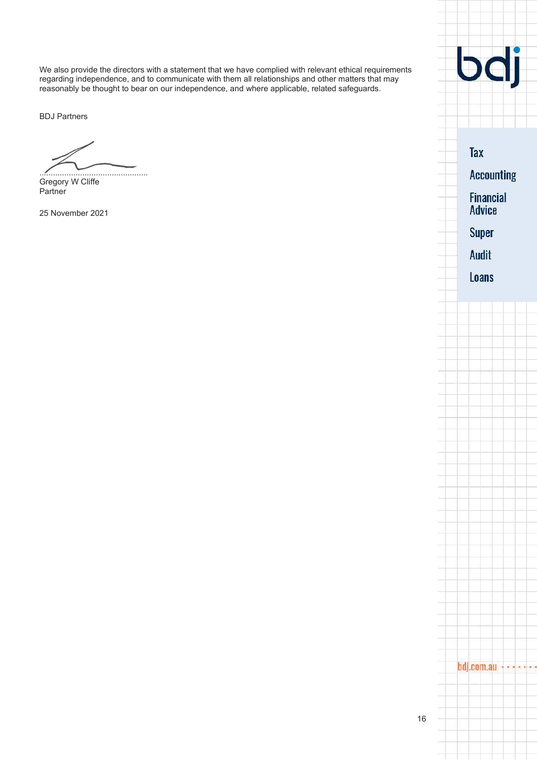We also provide the directors with a statement that we have complied with relevant ethical requirements regarding independence, and to communicate with them all relationships and other matters that may reasonably be thought to bear on our independence, and where applicable, related safeguards.

BDJ Partners

...............................................
Gregory W Cliffe
Partner

25 November 2021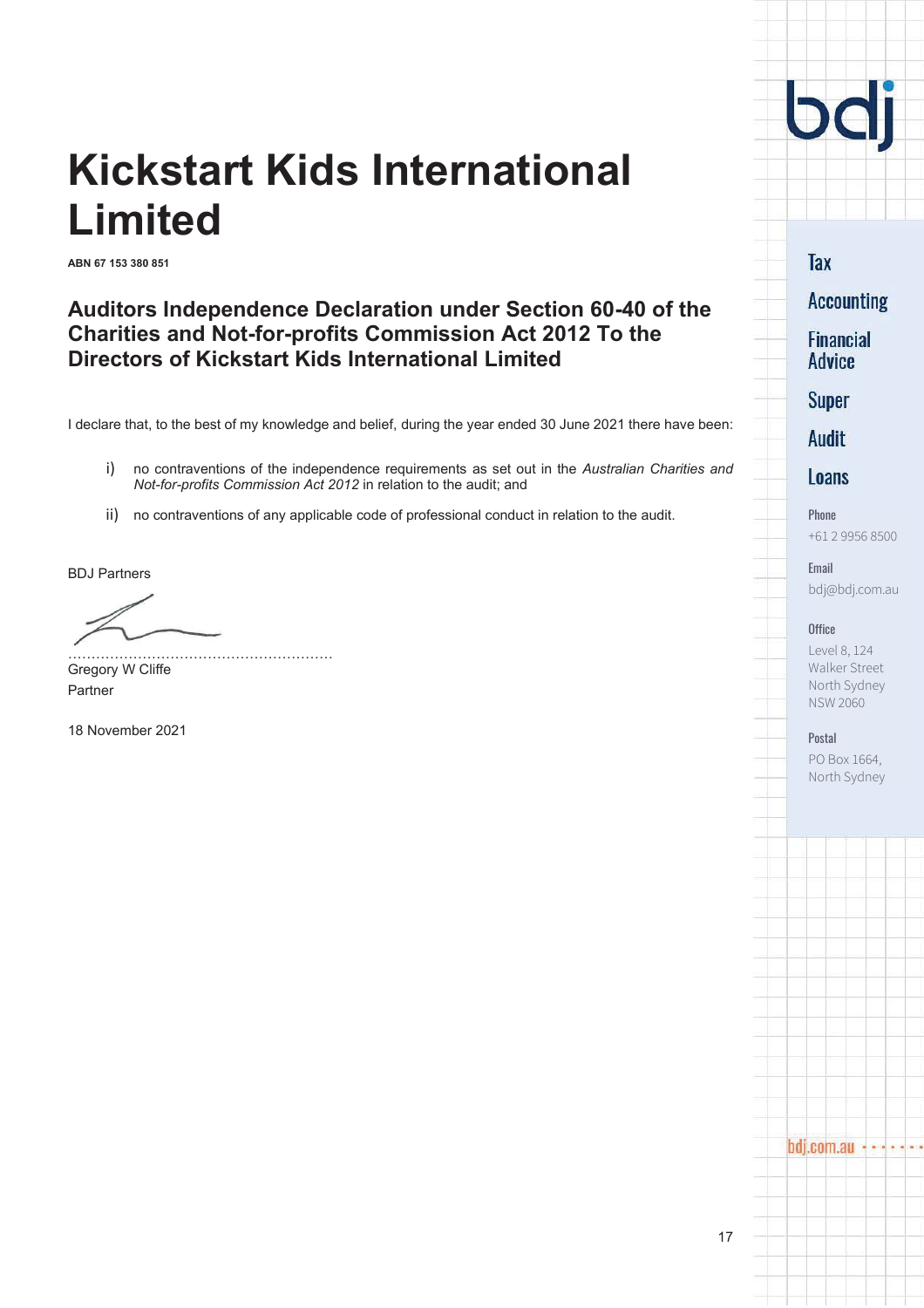# Kickstart Kids International Limited

**ABN 67 153 380 851**

## Auditors Independence Declaration under Section 60-40 of the Charities and Not-for-profits Commission Act 2012 To the Directors of Kickstart Kids International Limited

I declare that, to the best of my knowledge and belief, during the year ended 30 June 2021 there have been:

i) no contraventions of the independence requirements as set out in the *Australian Charities and Not-for-profits Commission Act 2012* in relation to the audit; and

ii) no contraventions of any applicable code of professional conduct in relation to the audit.

BDJ Partners

........................................................

Gregory W Cliffe
Partner

18 November 2021

bdj

Tax
Accounting
Financial Advice
Super
Audit
Loans

Phone
+61 2 9956 8500

Email
bdj@bdj.com.au

Office
Level 8, 124
Walker Street
North Sydney
NSW 2060

Postal
PO Box 1664,
North Sydney

bdj.com.au